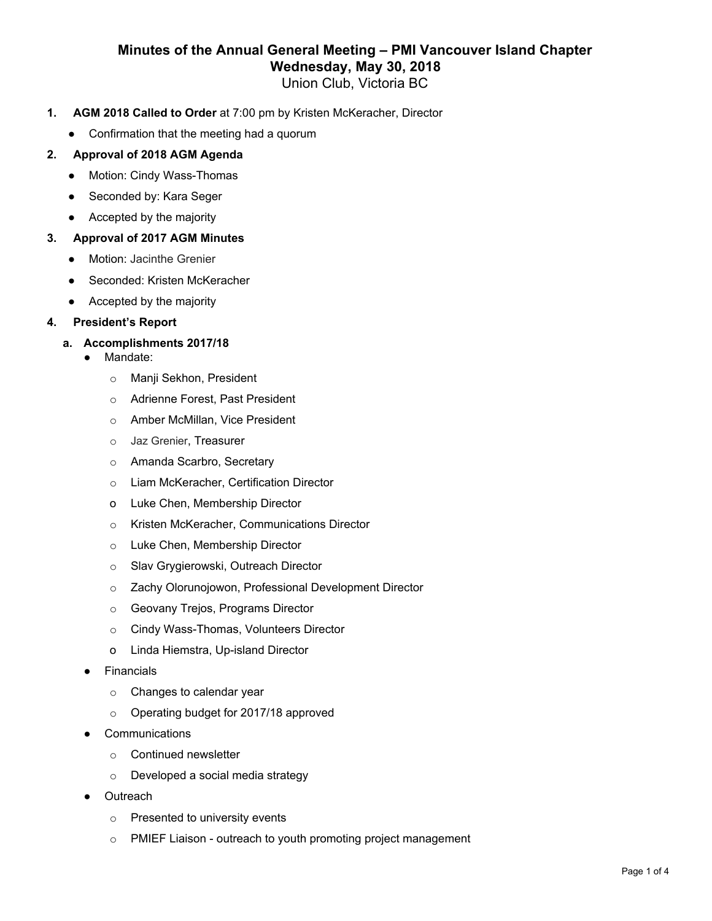# Minutes of the Annual General Meeting – PMI Vancouver Island Chapter

## Wednesday, May 30, 2018

Union Club, Victoria BC

1. **AGM 2018 Called to Order** at 7:00 pm by Kristen McKeracher, Director
   - Confirmation that the meeting had a quorum
2. **Approval of 2018 AGM Agenda**
   - Motion: Cindy Wass-Thomas
   - Seconded by: Kara Seger
   - Accepted by the majority
3. **Approval of 2017 AGM Minutes**
   - Motion: Jacinthe Grenier
   - Seconded: Kristen McKeracher
   - Accepted by the majority
4. **President's Report**
   a. **Accomplishments 2017/18**
      - Mandate:
        - Manji Sekhon, President
        - Adrienne Forest, Past President
        - Amber McMillan, Vice President
        - Jaz Grenier, Treasurer
        - Amanda Scarbro, Secretary
        - Liam McKeracher, Certification Director
        - Luke Chen, Membership Director
        - Kristen McKeracher, Communications Director
        - Luke Chen, Membership Director
        - Slav Grygierowski, Outreach Director
        - Zachy Olorunojowon, Professional Development Director
        - Geovany Trejos, Programs Director
        - Cindy Wass-Thomas, Volunteers Director
        - Linda Hiemstra, Up-island Director
      - Financials
        - Changes to calendar year
        - Operating budget for 2017/18 approved
      - Communications
        - Continued newsletter
        - Developed a social media strategy
      - Outreach
        - Presented to university events
        - PMIEF Liaison - outreach to youth promoting project management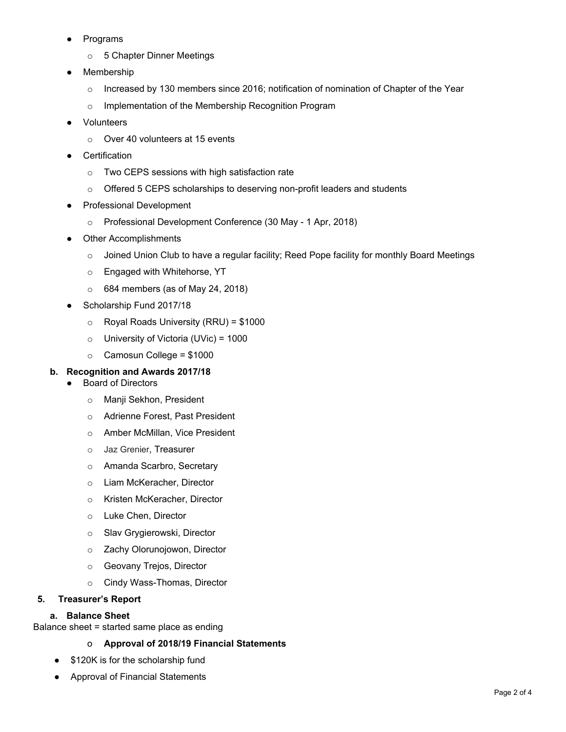- Programs
  - 5 Chapter Dinner Meetings
- Membership
  - Increased by 130 members since 2016; notification of nomination of Chapter of the Year
  - Implementation of the Membership Recognition Program
- Volunteers
  - Over 40 volunteers at 15 events
- Certification
  - Two CEPS sessions with high satisfaction rate
  - Offered 5 CEPS scholarships to deserving non-profit leaders and students
- Professional Development
  - Professional Development Conference (30 May - 1 Apr, 2018)
- Other Accomplishments
  - Joined Union Club to have a regular facility; Reed Pope facility for monthly Board Meetings
  - Engaged with Whitehorse, YT
  - 684 members (as of May 24, 2018)
- Scholarship Fund 2017/18
  - Royal Roads University (RRU) = $1000
  - University of Victoria (UVic) = 1000
  - Camosun College = $1000

**b. Recognition and Awards 2017/18**

- Board of Directors
  - Manji Sekhon, President
  - Adrienne Forest, Past President
  - Amber McMillan, Vice President
  - Jaz Grenier, Treasurer
  - Amanda Scarbro, Secretary
  - Liam McKeracher, Director
  - Kristen McKeracher, Director
  - Luke Chen, Director
  - Slav Grygierowski, Director
  - Zachy Olorunojowon, Director
  - Geovany Trejos, Director
  - Cindy Wass-Thomas, Director

**5. Treasurer's Report**

**a. Balance Sheet**

Balance sheet = started same place as ending

- **Approval of 2018/19 Financial Statements**

- $120K is for the scholarship fund
- Approval of Financial Statements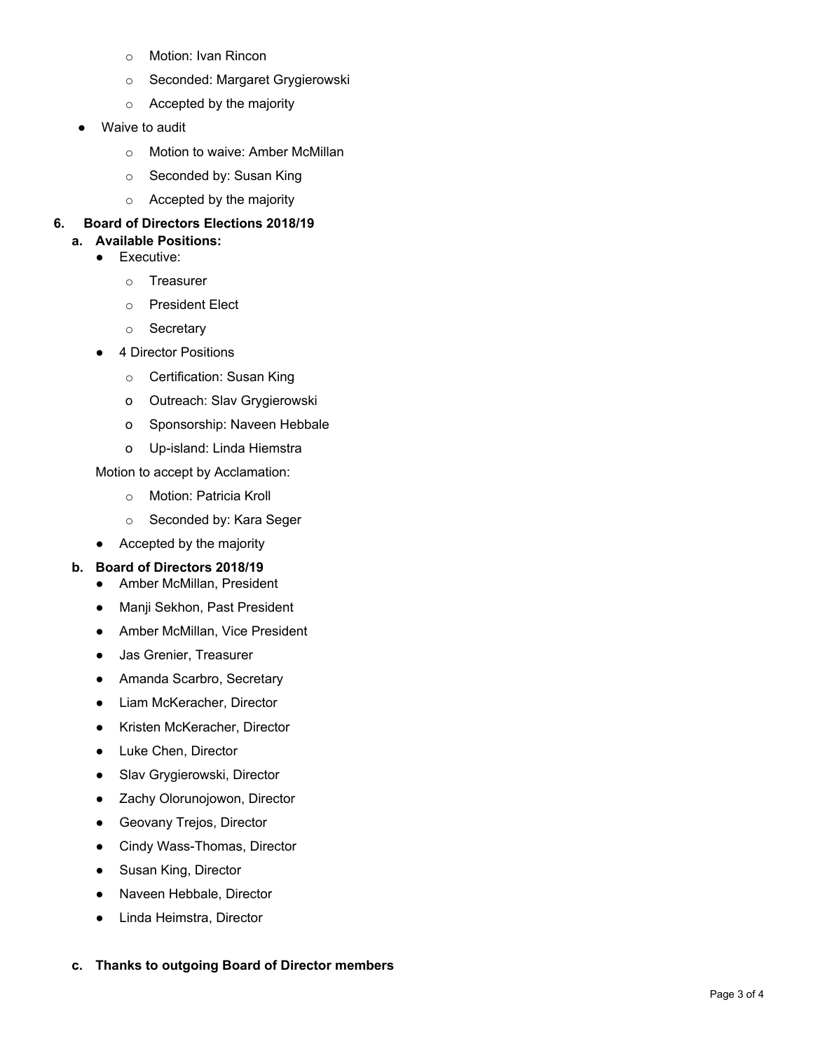- Motion: Ivan Rincon
- Seconded: Margaret Grygierowski
- Accepted by the majority

- Waive to audit
  - Motion to waive: Amber McMillan
  - Seconded by: Susan King
  - Accepted by the majority

## 6. Board of Directors Elections 2018/19

### a. Available Positions:

- Executive:
  - Treasurer
  - President Elect
  - Secretary
- 4 Director Positions
  - Certification: Susan King
  - Outreach: Slav Grygierowski
  - Sponsorship: Naveen Hebbale
  - Up-island: Linda Hiemstra

Motion to accept by Acclamation:

- Motion: Patricia Kroll
- Seconded by: Kara Seger

- Accepted by the majority

### b. Board of Directors 2018/19

- Amber McMillan, President
- Manji Sekhon, Past President
- Amber McMillan, Vice President
- Jas Grenier, Treasurer
- Amanda Scarbro, Secretary
- Liam McKeracher, Director
- Kristen McKeracher, Director
- Luke Chen, Director
- Slav Grygierowski, Director
- Zachy Olorunojowon, Director
- Geovany Trejos, Director
- Cindy Wass-Thomas, Director
- Susan King, Director
- Naveen Hebbale, Director
- Linda Heimstra, Director

### c. Thanks to outgoing Board of Director members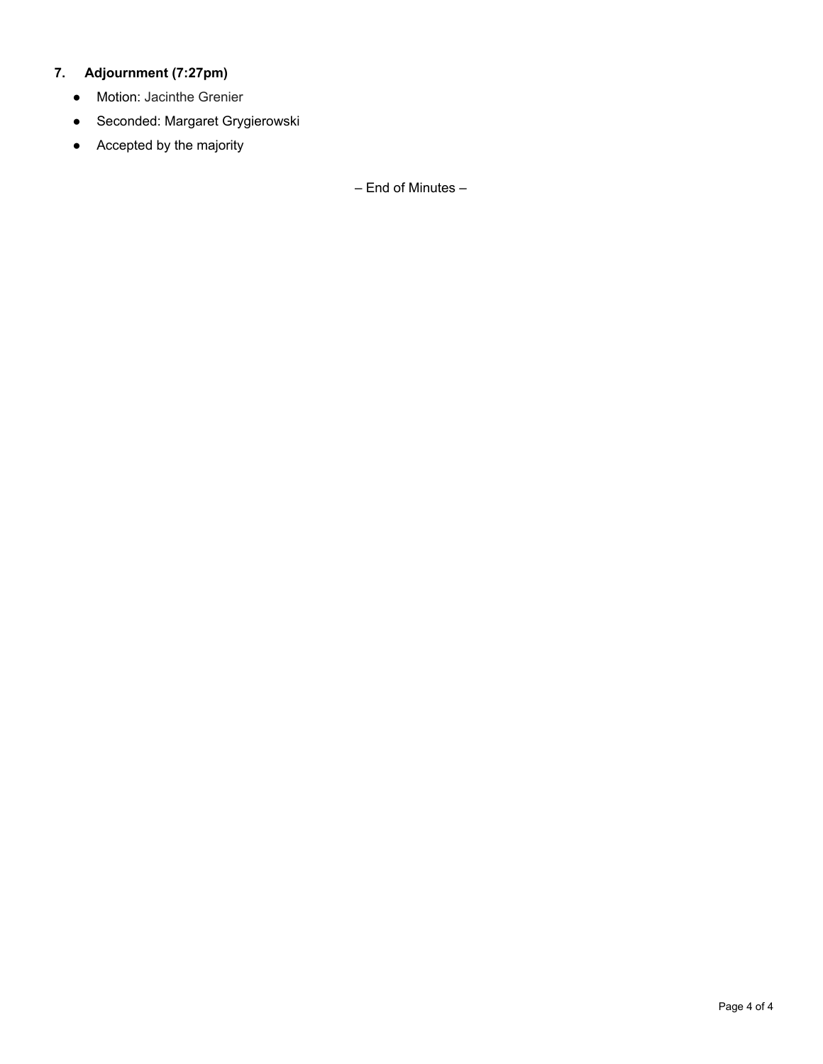### 7. Adjournment (7:27pm)

- Motion: Jacinthe Grenier
- Seconded: Margaret Grygierowski
- Accepted by the majority

– End of Minutes –